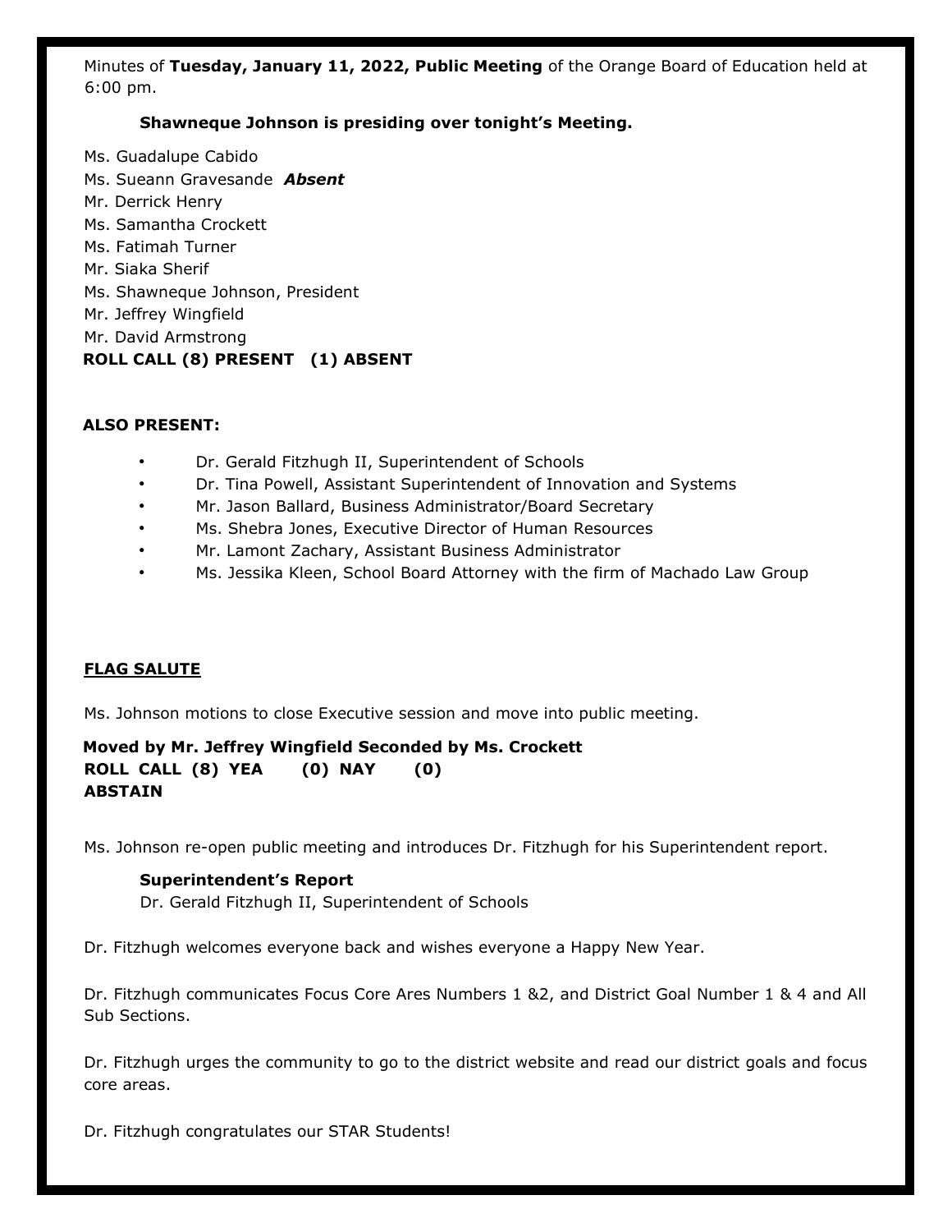Minutes of **Tuesday, January 11, 2022, Public Meeting** of the Orange Board of Education held at 6:00 pm.

**Shawneque Johnson is presiding over tonight's Meeting.**

Ms. Guadalupe Cabido
Ms. Sueann Gravesande ***Absent***
Mr. Derrick Henry
Ms. Samantha Crockett
Ms. Fatimah Turner
Mr. Siaka Sherif
Ms. Shawneque Johnson, President
Mr. Jeffrey Wingfield
Mr. David Armstrong
**ROLL CALL (8) PRESENT (1) ABSENT**

**ALSO PRESENT:**

- Dr. Gerald Fitzhugh II, Superintendent of Schools
- Dr. Tina Powell, Assistant Superintendent of Innovation and Systems
- Mr. Jason Ballard, Business Administrator/Board Secretary
- Ms. Shebra Jones, Executive Director of Human Resources
- Mr. Lamont Zachary, Assistant Business Administrator
- Ms. Jessika Kleen, School Board Attorney with the firm of Machado Law Group

**FLAG SALUTE**

Ms. Johnson motions to close Executive session and move into public meeting.

**Moved by Mr. Jeffrey Wingfield Seconded by Ms. Crockett**
**ROLL CALL (8) YEA (0) NAY (0) ABSTAIN**

Ms. Johnson re-open public meeting and introduces Dr. Fitzhugh for his Superintendent report.

**Superintendent's Report**
Dr. Gerald Fitzhugh II, Superintendent of Schools

Dr. Fitzhugh welcomes everyone back and wishes everyone a Happy New Year.

Dr. Fitzhugh communicates Focus Core Ares Numbers 1 &2, and District Goal Number 1 & 4 and All Sub Sections.

Dr. Fitzhugh urges the community to go to the district website and read our district goals and focus core areas.

Dr. Fitzhugh congratulates our STAR Students!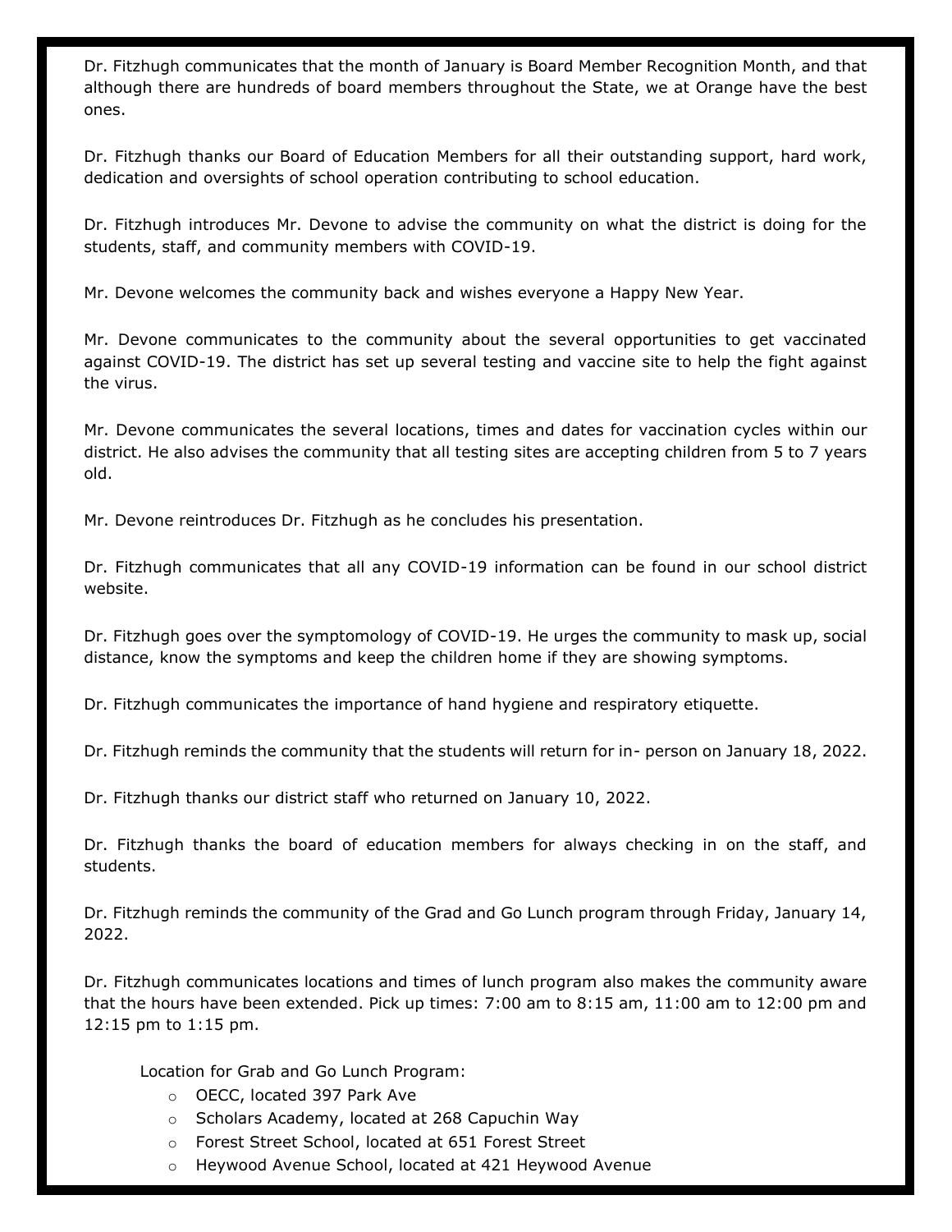Dr. Fitzhugh communicates that the month of January is Board Member Recognition Month, and that although there are hundreds of board members throughout the State, we at Orange have the best ones.

Dr. Fitzhugh thanks our Board of Education Members for all their outstanding support, hard work, dedication and oversights of school operation contributing to school education.

Dr. Fitzhugh introduces Mr. Devone to advise the community on what the district is doing for the students, staff, and community members with COVID-19.

Mr. Devone welcomes the community back and wishes everyone a Happy New Year.

Mr. Devone communicates to the community about the several opportunities to get vaccinated against COVID-19. The district has set up several testing and vaccine site to help the fight against the virus.

Mr. Devone communicates the several locations, times and dates for vaccination cycles within our district. He also advises the community that all testing sites are accepting children from 5 to 7 years old.

Mr. Devone reintroduces Dr. Fitzhugh as he concludes his presentation.

Dr. Fitzhugh communicates that all any COVID-19 information can be found in our school district website.

Dr. Fitzhugh goes over the symptomology of COVID-19. He urges the community to mask up, social distance, know the symptoms and keep the children home if they are showing symptoms.

Dr. Fitzhugh communicates the importance of hand hygiene and respiratory etiquette.

Dr. Fitzhugh reminds the community that the students will return for in- person on January 18, 2022.

Dr. Fitzhugh thanks our district staff who returned on January 10, 2022.

Dr. Fitzhugh thanks the board of education members for always checking in on the staff, and students.

Dr. Fitzhugh reminds the community of the Grad and Go Lunch program through Friday, January 14, 2022.

Dr. Fitzhugh communicates locations and times of lunch program also makes the community aware that the hours have been extended. Pick up times: 7:00 am to 8:15 am, 11:00 am to 12:00 pm and 12:15 pm to 1:15 pm.

Location for Grab and Go Lunch Program:

- OECC, located 397 Park Ave
- Scholars Academy, located at 268 Capuchin Way
- Forest Street School, located at 651 Forest Street
- Heywood Avenue School, located at 421 Heywood Avenue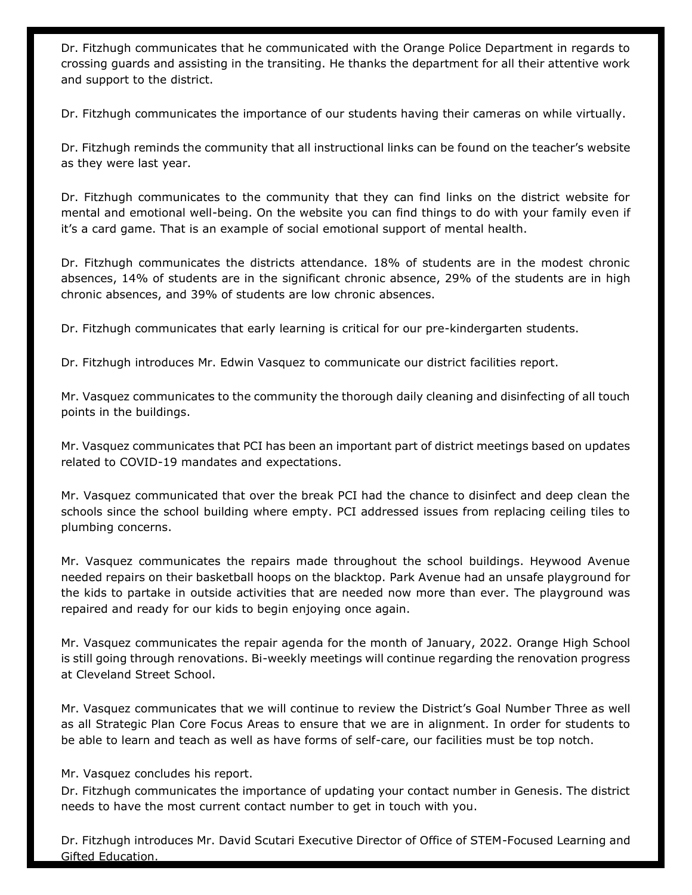Dr. Fitzhugh communicates that he communicated with the Orange Police Department in regards to crossing guards and assisting in the transiting. He thanks the department for all their attentive work and support to the district.

Dr. Fitzhugh communicates the importance of our students having their cameras on while virtually.

Dr. Fitzhugh reminds the community that all instructional links can be found on the teacher's website as they were last year.

Dr. Fitzhugh communicates to the community that they can find links on the district website for mental and emotional well-being. On the website you can find things to do with your family even if it's a card game. That is an example of social emotional support of mental health.

Dr. Fitzhugh communicates the districts attendance. 18% of students are in the modest chronic absences, 14% of students are in the significant chronic absence, 29% of the students are in high chronic absences, and 39% of students are low chronic absences.

Dr. Fitzhugh communicates that early learning is critical for our pre-kindergarten students.

Dr. Fitzhugh introduces Mr. Edwin Vasquez to communicate our district facilities report.

Mr. Vasquez communicates to the community the thorough daily cleaning and disinfecting of all touch points in the buildings.

Mr. Vasquez communicates that PCI has been an important part of district meetings based on updates related to COVID-19 mandates and expectations.

Mr. Vasquez communicated that over the break PCI had the chance to disinfect and deep clean the schools since the school building where empty. PCI addressed issues from replacing ceiling tiles to plumbing concerns.

Mr. Vasquez communicates the repairs made throughout the school buildings. Heywood Avenue needed repairs on their basketball hoops on the blacktop. Park Avenue had an unsafe playground for the kids to partake in outside activities that are needed now more than ever. The playground was repaired and ready for our kids to begin enjoying once again.

Mr. Vasquez communicates the repair agenda for the month of January, 2022. Orange High School is still going through renovations. Bi-weekly meetings will continue regarding the renovation progress at Cleveland Street School.

Mr. Vasquez communicates that we will continue to review the District's Goal Number Three as well as all Strategic Plan Core Focus Areas to ensure that we are in alignment. In order for students to be able to learn and teach as well as have forms of self-care, our facilities must be top notch.

Mr. Vasquez concludes his report.
Dr. Fitzhugh communicates the importance of updating your contact number in Genesis. The district needs to have the most current contact number to get in touch with you.

Dr. Fitzhugh introduces Mr. David Scutari Executive Director of Office of STEM-Focused Learning and Gifted Education.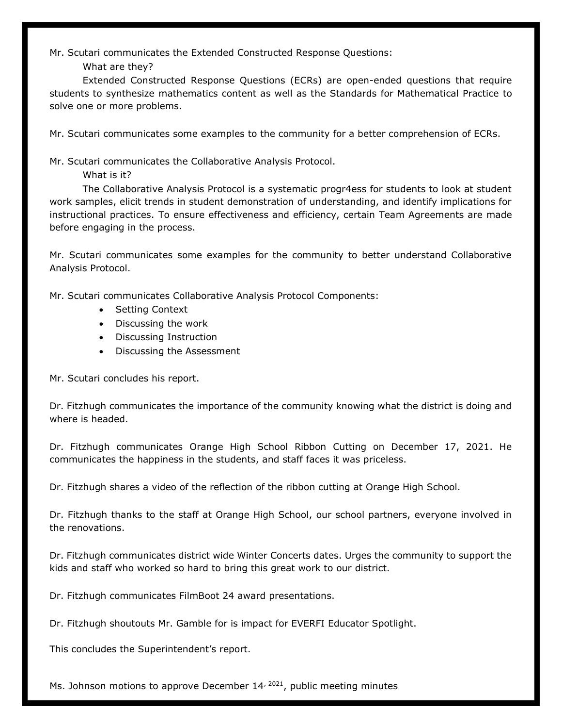Mr. Scutari communicates the Extended Constructed Response Questions:

What are they?

Extended Constructed Response Questions (ECRs) are open-ended questions that require students to synthesize mathematics content as well as the Standards for Mathematical Practice to solve one or more problems.

Mr. Scutari communicates some examples to the community for a better comprehension of ECRs.

Mr. Scutari communicates the Collaborative Analysis Protocol.

What is it?

The Collaborative Analysis Protocol is a systematic progr4ess for students to look at student work samples, elicit trends in student demonstration of understanding, and identify implications for instructional practices. To ensure effectiveness and efficiency, certain Team Agreements are made before engaging in the process.

Mr. Scutari communicates some examples for the community to better understand Collaborative Analysis Protocol.

Mr. Scutari communicates Collaborative Analysis Protocol Components:

- Setting Context
- Discussing the work
- Discussing Instruction
- Discussing the Assessment

Mr. Scutari concludes his report.

Dr. Fitzhugh communicates the importance of the community knowing what the district is doing and where is headed.

Dr. Fitzhugh communicates Orange High School Ribbon Cutting on December 17, 2021. He communicates the happiness in the students, and staff faces it was priceless.

Dr. Fitzhugh shares a video of the reflection of the ribbon cutting at Orange High School.

Dr. Fitzhugh thanks to the staff at Orange High School, our school partners, everyone involved in the renovations.

Dr. Fitzhugh communicates district wide Winter Concerts dates. Urges the community to support the kids and staff who worked so hard to bring this great work to our district.

Dr. Fitzhugh communicates FilmBoot 24 award presentations.

Dr. Fitzhugh shoutouts Mr. Gamble for is impact for EVERFI Educator Spotlight.

This concludes the Superintendent's report.

Ms. Johnson motions to approve December 14, 2021, public meeting minutes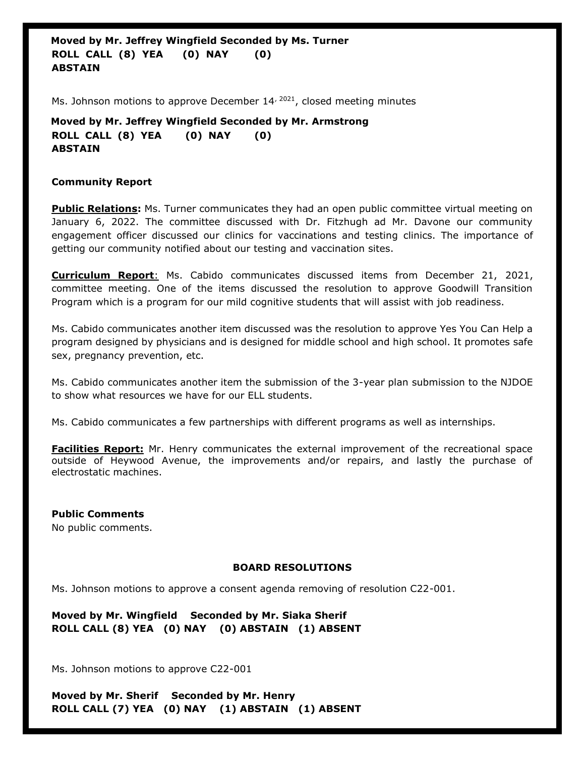**Moved by Mr. Jeffrey Wingfield Seconded by Ms. Turner**
**ROLL CALL (8) YEA (0) NAY (0) ABSTAIN**

Ms. Johnson motions to approve December 14, 2021, closed meeting minutes

**Moved by Mr. Jeffrey Wingfield Seconded by Mr. Armstrong**
**ROLL CALL (8) YEA (0) NAY (0) ABSTAIN**

**Community Report**

**Public Relations:** Ms. Turner communicates they had an open public committee virtual meeting on January 6, 2022. The committee discussed with Dr. Fitzhugh ad Mr. Davone our community engagement officer discussed our clinics for vaccinations and testing clinics. The importance of getting our community notified about our testing and vaccination sites.

**Curriculum Report**: Ms. Cabido communicates discussed items from December 21, 2021, committee meeting. One of the items discussed the resolution to approve Goodwill Transition Program which is a program for our mild cognitive students that will assist with job readiness.

Ms. Cabido communicates another item discussed was the resolution to approve Yes You Can Help a program designed by physicians and is designed for middle school and high school. It promotes safe sex, pregnancy prevention, etc.

Ms. Cabido communicates another item the submission of the 3-year plan submission to the NJDOE to show what resources we have for our ELL students.

Ms. Cabido communicates a few partnerships with different programs as well as internships.

**Facilities Report:** Mr. Henry communicates the external improvement of the recreational space outside of Heywood Avenue, the improvements and/or repairs, and lastly the purchase of electrostatic machines.

**Public Comments**

No public comments.

**BOARD RESOLUTIONS**

Ms. Johnson motions to approve a consent agenda removing of resolution C22-001.

**Moved by Mr. Wingfield Seconded by Mr. Siaka Sherif**
**ROLL CALL (8) YEA (0) NAY (0) ABSTAIN (1) ABSENT**

Ms. Johnson motions to approve C22-001

**Moved by Mr. Sherif Seconded by Mr. Henry**
**ROLL CALL (7) YEA (0) NAY (1) ABSTAIN (1) ABSENT**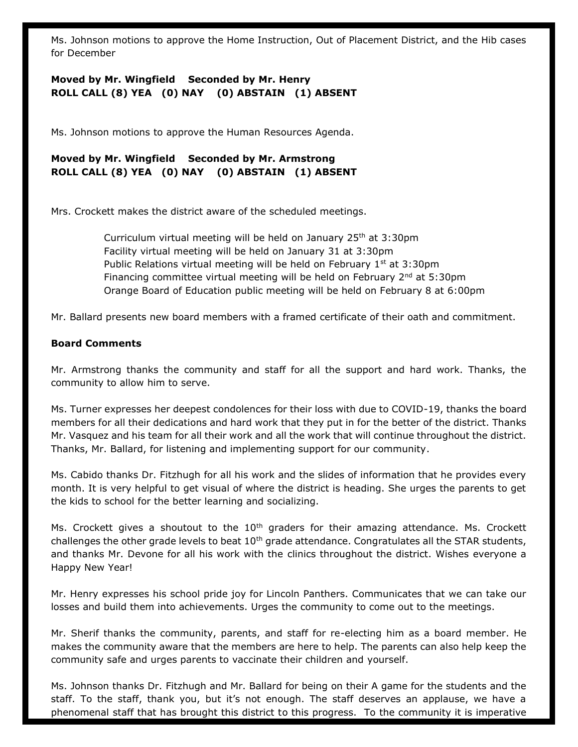Ms. Johnson motions to approve the Home Instruction, Out of Placement District, and the Hib cases for December

**Moved by Mr. Wingfield Seconded by Mr. Henry**
**ROLL CALL (8) YEA (0) NAY (0) ABSTAIN (1) ABSENT**

Ms. Johnson motions to approve the Human Resources Agenda.

**Moved by Mr. Wingfield Seconded by Mr. Armstrong**
**ROLL CALL (8) YEA (0) NAY (0) ABSTAIN (1) ABSENT**

Mrs. Crockett makes the district aware of the scheduled meetings.

Curriculum virtual meeting will be held on January 25th at 3:30pm
Facility virtual meeting will be held on January 31 at 3:30pm
Public Relations virtual meeting will be held on February 1st at 3:30pm
Financing committee virtual meeting will be held on February 2nd at 5:30pm
Orange Board of Education public meeting will be held on February 8 at 6:00pm

Mr. Ballard presents new board members with a framed certificate of their oath and commitment.

**Board Comments**

Mr. Armstrong thanks the community and staff for all the support and hard work. Thanks, the community to allow him to serve.

Ms. Turner expresses her deepest condolences for their loss with due to COVID-19, thanks the board members for all their dedications and hard work that they put in for the better of the district. Thanks Mr. Vasquez and his team for all their work and all the work that will continue throughout the district. Thanks, Mr. Ballard, for listening and implementing support for our community.

Ms. Cabido thanks Dr. Fitzhugh for all his work and the slides of information that he provides every month. It is very helpful to get visual of where the district is heading. She urges the parents to get the kids to school for the better learning and socializing.

Ms. Crockett gives a shoutout to the 10th graders for their amazing attendance. Ms. Crockett challenges the other grade levels to beat 10th grade attendance. Congratulates all the STAR students, and thanks Mr. Devone for all his work with the clinics throughout the district. Wishes everyone a Happy New Year!

Mr. Henry expresses his school pride joy for Lincoln Panthers. Communicates that we can take our losses and build them into achievements. Urges the community to come out to the meetings.

Mr. Sherif thanks the community, parents, and staff for re-electing him as a board member. He makes the community aware that the members are here to help. The parents can also help keep the community safe and urges parents to vaccinate their children and yourself.

Ms. Johnson thanks Dr. Fitzhugh and Mr. Ballard for being on their A game for the students and the staff. To the staff, thank you, but it's not enough. The staff deserves an applause, we have a phenomenal staff that has brought this district to this progress. To the community it is imperative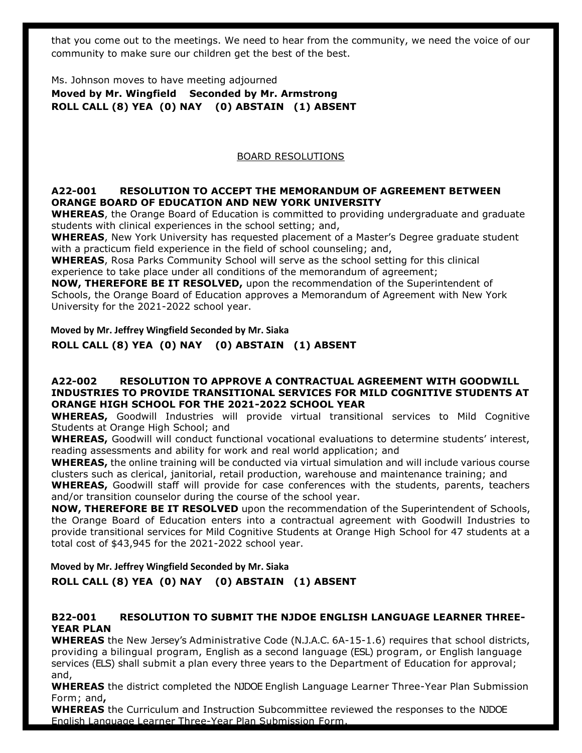that you come out to the meetings. We need to hear from the community, we need the voice of our community to make sure our children get the best of the best.

Ms. Johnson moves to have meeting adjourned

**Moved by Mr. Wingfield Seconded by Mr. Armstrong**

**ROLL CALL (8) YEA (0) NAY (0) ABSTAIN (1) ABSENT**

## BOARD RESOLUTIONS

### A22-001 RESOLUTION TO ACCEPT THE MEMORANDUM OF AGREEMENT BETWEEN ORANGE BOARD OF EDUCATION AND NEW YORK UNIVERSITY

**WHEREAS**, the Orange Board of Education is committed to providing undergraduate and graduate students with clinical experiences in the school setting; and,

**WHEREAS**, New York University has requested placement of a Master's Degree graduate student with a practicum field experience in the field of school counseling; and,

**WHEREAS**, Rosa Parks Community School will serve as the school setting for this clinical experience to take place under all conditions of the memorandum of agreement;

**NOW, THEREFORE BE IT RESOLVED,** upon the recommendation of the Superintendent of Schools, the Orange Board of Education approves a Memorandum of Agreement with New York University for the 2021-2022 school year.

**Moved by Mr. Jeffrey Wingfield Seconded by Mr. Siaka**

**ROLL CALL (8) YEA (0) NAY (0) ABSTAIN (1) ABSENT**

### A22-002 RESOLUTION TO APPROVE A CONTRACTUAL AGREEMENT WITH GOODWILL INDUSTRIES TO PROVIDE TRANSITIONAL SERVICES FOR MILD COGNITIVE STUDENTS AT ORANGE HIGH SCHOOL FOR THE 2021-2022 SCHOOL YEAR

**WHEREAS,** Goodwill Industries will provide virtual transitional services to Mild Cognitive Students at Orange High School; and

**WHEREAS,** Goodwill will conduct functional vocational evaluations to determine students' interest, reading assessments and ability for work and real world application; and

**WHEREAS,** the online training will be conducted via virtual simulation and will include various course clusters such as clerical, janitorial, retail production, warehouse and maintenance training; and

**WHEREAS,** Goodwill staff will provide for case conferences with the students, parents, teachers and/or transition counselor during the course of the school year.

**NOW, THEREFORE BE IT RESOLVED** upon the recommendation of the Superintendent of Schools, the Orange Board of Education enters into a contractual agreement with Goodwill Industries to provide transitional services for Mild Cognitive Students at Orange High School for 47 students at a total cost of $43,945 for the 2021-2022 school year.

**Moved by Mr. Jeffrey Wingfield Seconded by Mr. Siaka**

**ROLL CALL (8) YEA (0) NAY (0) ABSTAIN (1) ABSENT**

### B22-001 RESOLUTION TO SUBMIT THE NJDOE ENGLISH LANGUAGE LEARNER THREE-YEAR PLAN

**WHEREAS** the New Jersey's Administrative Code (N.J.A.C. 6A-15-1.6) requires that school districts, providing a bilingual program, English as a second language (ESL) program, or English language services (ELS) shall submit a plan every three years to the Department of Education for approval; and,

**WHEREAS** the district completed the NJDOE English Language Learner Three-Year Plan Submission Form; and**,**

**WHEREAS** the Curriculum and Instruction Subcommittee reviewed the responses to the NJDOE English Language Learner Three-Year Plan Submission Form.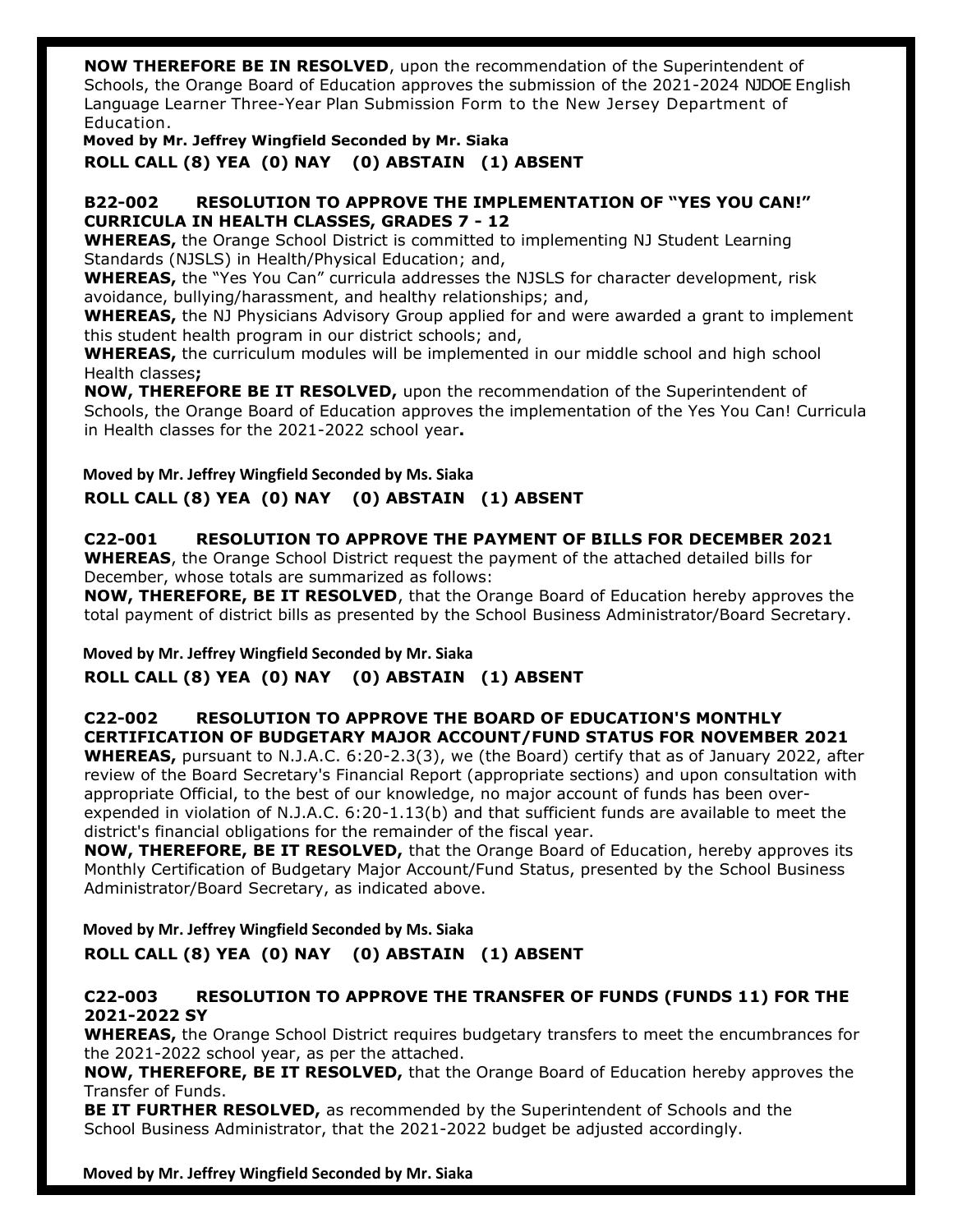**NOW THEREFORE BE IN RESOLVED**, upon the recommendation of the Superintendent of Schools, the Orange Board of Education approves the submission of the 2021-2024 NJDOE English Language Learner Three-Year Plan Submission Form to the New Jersey Department of Education.

**Moved by Mr. Jeffrey Wingfield Seconded by Mr. Siaka**

**ROLL CALL (8) YEA (0) NAY (0) ABSTAIN (1) ABSENT**

**B22-002 RESOLUTION TO APPROVE THE IMPLEMENTATION OF "YES YOU CAN!" CURRICULA IN HEALTH CLASSES, GRADES 7 - 12**

**WHEREAS,** the Orange School District is committed to implementing NJ Student Learning Standards (NJSLS) in Health/Physical Education; and,

**WHEREAS,** the "Yes You Can" curricula addresses the NJSLS for character development, risk avoidance, bullying/harassment, and healthy relationships; and,

**WHEREAS,** the NJ Physicians Advisory Group applied for and were awarded a grant to implement this student health program in our district schools; and,

**WHEREAS,** the curriculum modules will be implemented in our middle school and high school Health classes**;**

**NOW, THEREFORE BE IT RESOLVED,** upon the recommendation of the Superintendent of Schools, the Orange Board of Education approves the implementation of the Yes You Can! Curricula in Health classes for the 2021-2022 school year**.**

**Moved by Mr. Jeffrey Wingfield Seconded by Ms. Siaka**

**ROLL CALL (8) YEA (0) NAY (0) ABSTAIN (1) ABSENT**

**C22-001 RESOLUTION TO APPROVE THE PAYMENT OF BILLS FOR DECEMBER 2021**

**WHEREAS**, the Orange School District request the payment of the attached detailed bills for December, whose totals are summarized as follows:

**NOW, THEREFORE, BE IT RESOLVED**, that the Orange Board of Education hereby approves the total payment of district bills as presented by the School Business Administrator/Board Secretary.

**Moved by Mr. Jeffrey Wingfield Seconded by Mr. Siaka**

**ROLL CALL (8) YEA (0) NAY (0) ABSTAIN (1) ABSENT**

**C22-002 RESOLUTION TO APPROVE THE BOARD OF EDUCATION'S MONTHLY CERTIFICATION OF BUDGETARY MAJOR ACCOUNT/FUND STATUS FOR NOVEMBER 2021**

**WHEREAS,** pursuant to N.J.A.C. 6:20-2.3(3), we (the Board) certify that as of January 2022, after review of the Board Secretary's Financial Report (appropriate sections) and upon consultation with appropriate Official, to the best of our knowledge, no major account of funds has been over-expended in violation of N.J.A.C. 6:20-1.13(b) and that sufficient funds are available to meet the district's financial obligations for the remainder of the fiscal year.

**NOW, THEREFORE, BE IT RESOLVED,** that the Orange Board of Education, hereby approves its Monthly Certification of Budgetary Major Account/Fund Status, presented by the School Business Administrator/Board Secretary, as indicated above.

**Moved by Mr. Jeffrey Wingfield Seconded by Ms. Siaka**

**ROLL CALL (8) YEA (0) NAY (0) ABSTAIN (1) ABSENT**

**C22-003 RESOLUTION TO APPROVE THE TRANSFER OF FUNDS (FUNDS 11) FOR THE 2021-2022 SY**

**WHEREAS,** the Orange School District requires budgetary transfers to meet the encumbrances for the 2021-2022 school year, as per the attached.

**NOW, THEREFORE, BE IT RESOLVED,** that the Orange Board of Education hereby approves the Transfer of Funds.

**BE IT FURTHER RESOLVED,** as recommended by the Superintendent of Schools and the School Business Administrator, that the 2021-2022 budget be adjusted accordingly.

**Moved by Mr. Jeffrey Wingfield Seconded by Mr. Siaka**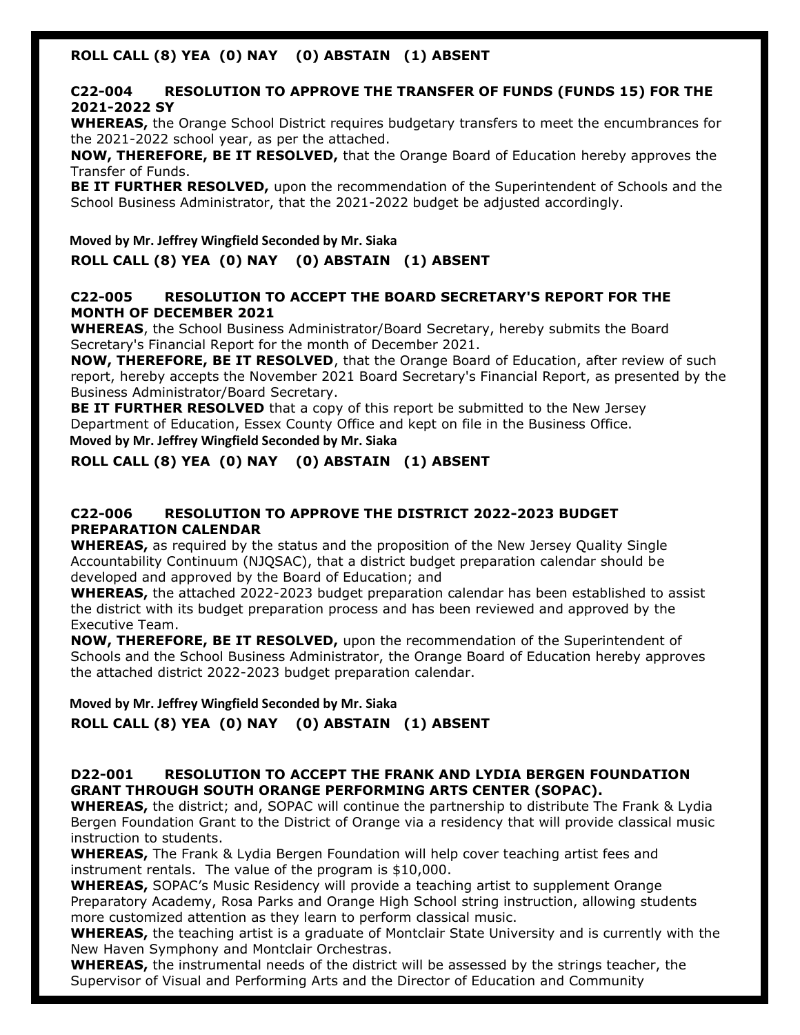**ROLL CALL (8) YEA (0) NAY (0) ABSTAIN (1) ABSENT**

**C22-004 RESOLUTION TO APPROVE THE TRANSFER OF FUNDS (FUNDS 15) FOR THE 2021-2022 SY**

**WHEREAS,** the Orange School District requires budgetary transfers to meet the encumbrances for the 2021-2022 school year, as per the attached.

**NOW, THEREFORE, BE IT RESOLVED,** that the Orange Board of Education hereby approves the Transfer of Funds.

**BE IT FURTHER RESOLVED,** upon the recommendation of the Superintendent of Schools and the School Business Administrator, that the 2021-2022 budget be adjusted accordingly.

**Moved by Mr. Jeffrey Wingfield Seconded by Mr. Siaka**

**ROLL CALL (8) YEA (0) NAY (0) ABSTAIN (1) ABSENT**

**C22-005 RESOLUTION TO ACCEPT THE BOARD SECRETARY'S REPORT FOR THE MONTH OF DECEMBER 2021**

**WHEREAS**, the School Business Administrator/Board Secretary, hereby submits the Board Secretary's Financial Report for the month of December 2021.

**NOW, THEREFORE, BE IT RESOLVED**, that the Orange Board of Education, after review of such report, hereby accepts the November 2021 Board Secretary's Financial Report, as presented by the Business Administrator/Board Secretary.

**BE IT FURTHER RESOLVED** that a copy of this report be submitted to the New Jersey Department of Education, Essex County Office and kept on file in the Business Office.

**Moved by Mr. Jeffrey Wingfield Seconded by Mr. Siaka**

**ROLL CALL (8) YEA (0) NAY (0) ABSTAIN (1) ABSENT**

**C22-006 RESOLUTION TO APPROVE THE DISTRICT 2022-2023 BUDGET PREPARATION CALENDAR**

**WHEREAS,** as required by the status and the proposition of the New Jersey Quality Single Accountability Continuum (NJQSAC), that a district budget preparation calendar should be developed and approved by the Board of Education; and

**WHEREAS,** the attached 2022-2023 budget preparation calendar has been established to assist the district with its budget preparation process and has been reviewed and approved by the Executive Team.

**NOW, THEREFORE, BE IT RESOLVED,** upon the recommendation of the Superintendent of Schools and the School Business Administrator, the Orange Board of Education hereby approves the attached district 2022-2023 budget preparation calendar.

**Moved by Mr. Jeffrey Wingfield Seconded by Mr. Siaka**

**ROLL CALL (8) YEA (0) NAY (0) ABSTAIN (1) ABSENT**

**D22-001 RESOLUTION TO ACCEPT THE FRANK AND LYDIA BERGEN FOUNDATION GRANT THROUGH SOUTH ORANGE PERFORMING ARTS CENTER (SOPAC).**

**WHEREAS,** the district; and, SOPAC will continue the partnership to distribute The Frank & Lydia Bergen Foundation Grant to the District of Orange via a residency that will provide classical music instruction to students.

**WHEREAS,** The Frank & Lydia Bergen Foundation will help cover teaching artist fees and instrument rentals. The value of the program is $10,000.

**WHEREAS,** SOPAC's Music Residency will provide a teaching artist to supplement Orange Preparatory Academy, Rosa Parks and Orange High School string instruction, allowing students more customized attention as they learn to perform classical music.

**WHEREAS,** the teaching artist is a graduate of Montclair State University and is currently with the New Haven Symphony and Montclair Orchestras.

**WHEREAS,** the instrumental needs of the district will be assessed by the strings teacher, the Supervisor of Visual and Performing Arts and the Director of Education and Community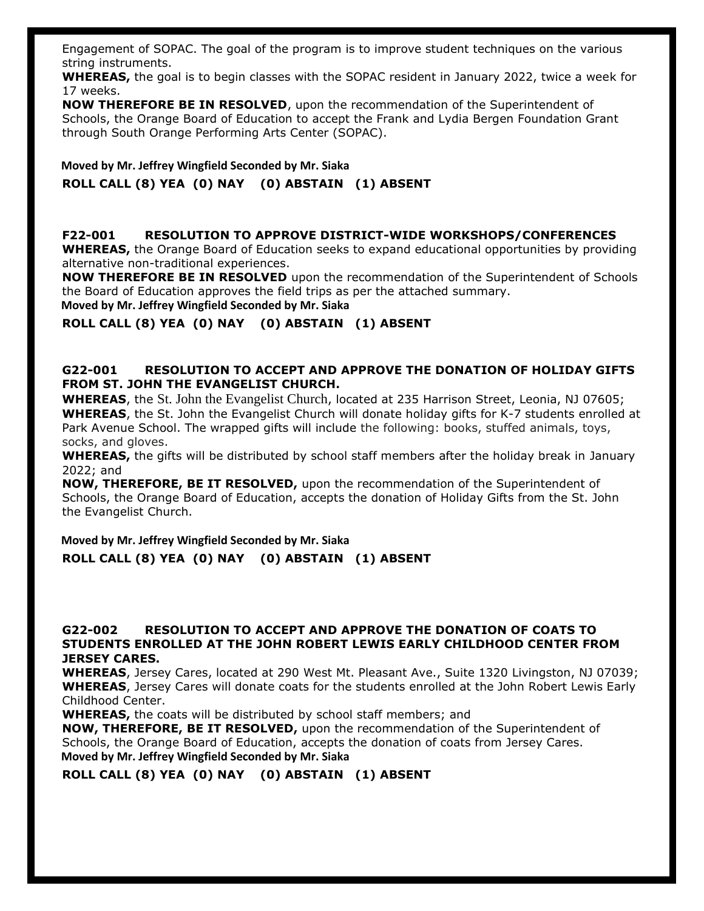Engagement of SOPAC. The goal of the program is to improve student techniques on the various string instruments.

**WHEREAS,** the goal is to begin classes with the SOPAC resident in January 2022, twice a week for 17 weeks.

**NOW THEREFORE BE IN RESOLVED**, upon the recommendation of the Superintendent of Schools, the Orange Board of Education to accept the Frank and Lydia Bergen Foundation Grant through South Orange Performing Arts Center (SOPAC).

**Moved by Mr. Jeffrey Wingfield Seconded by Mr. Siaka**

**ROLL CALL (8) YEA (0) NAY (0) ABSTAIN (1) ABSENT**

**F22-001 RESOLUTION TO APPROVE DISTRICT-WIDE WORKSHOPS/CONFERENCES**

**WHEREAS,** the Orange Board of Education seeks to expand educational opportunities by providing alternative non-traditional experiences.

**NOW THEREFORE BE IN RESOLVED** upon the recommendation of the Superintendent of Schools the Board of Education approves the field trips as per the attached summary.

**Moved by Mr. Jeffrey Wingfield Seconded by Mr. Siaka**

**ROLL CALL (8) YEA (0) NAY (0) ABSTAIN (1) ABSENT**

**G22-001 RESOLUTION TO ACCEPT AND APPROVE THE DONATION OF HOLIDAY GIFTS FROM ST. JOHN THE EVANGELIST CHURCH.**

**WHEREAS**, the St. John the Evangelist Church, located at 235 Harrison Street, Leonia, NJ 07605;

**WHEREAS**, the St. John the Evangelist Church will donate holiday gifts for K-7 students enrolled at Park Avenue School. The wrapped gifts will include the following: books, stuffed animals, toys, socks, and gloves.

**WHEREAS,** the gifts will be distributed by school staff members after the holiday break in January 2022; and

**NOW, THEREFORE, BE IT RESOLVED,** upon the recommendation of the Superintendent of Schools, the Orange Board of Education, accepts the donation of Holiday Gifts from the St. John the Evangelist Church.

**Moved by Mr. Jeffrey Wingfield Seconded by Mr. Siaka**

**ROLL CALL (8) YEA (0) NAY (0) ABSTAIN (1) ABSENT**

**G22-002 RESOLUTION TO ACCEPT AND APPROVE THE DONATION OF COATS TO STUDENTS ENROLLED AT THE JOHN ROBERT LEWIS EARLY CHILDHOOD CENTER FROM JERSEY CARES.**

**WHEREAS**, Jersey Cares, located at 290 West Mt. Pleasant Ave., Suite 1320 Livingston, NJ 07039;

**WHEREAS**, Jersey Cares will donate coats for the students enrolled at the John Robert Lewis Early Childhood Center.

**WHEREAS,** the coats will be distributed by school staff members; and

**NOW, THEREFORE, BE IT RESOLVED,** upon the recommendation of the Superintendent of Schools, the Orange Board of Education, accepts the donation of coats from Jersey Cares.

**Moved by Mr. Jeffrey Wingfield Seconded by Mr. Siaka**

**ROLL CALL (8) YEA (0) NAY (0) ABSTAIN (1) ABSENT**